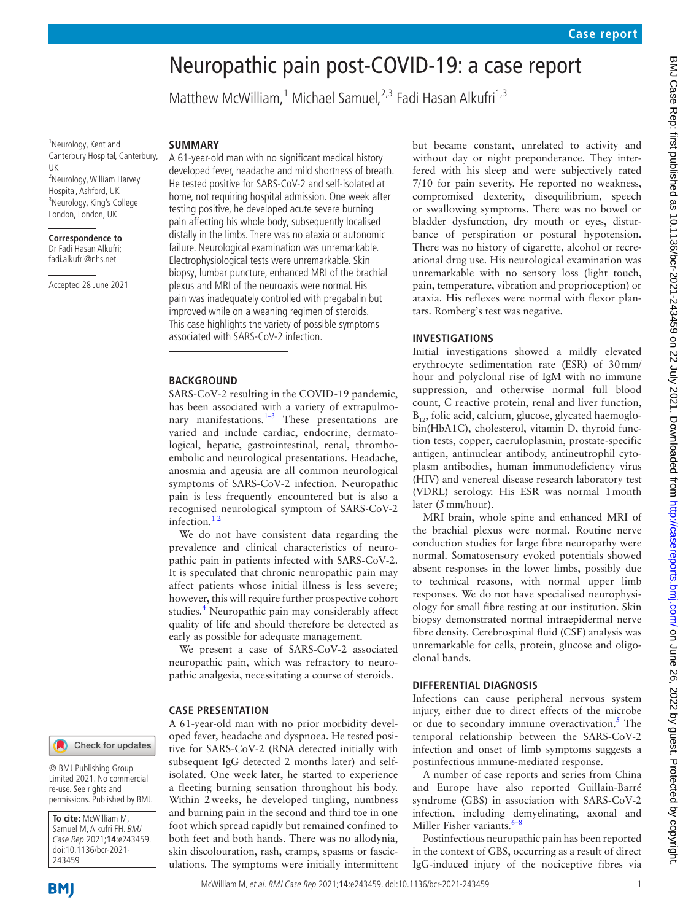# Neuropathic pain post-COVID-19: a case report

Matthew McWilliam,[1] Michael Samuel,[2,3] Fadi Hasan Alkufri[1,3]

[1]Neurology, Kent and Canterbury Hospital, Canterbury, UK
[2]Neurology, William Harvey Hospital, Ashford, UK
[3]Neurology, King's College London, London, UK

**Correspondence to**
Dr Fadi Hasan Alkufri; fadi.alkufri@nhs.net

Accepted 28 June 2021

© BMJ Publishing Group Limited 2021. No commercial re-use. See rights and permissions. Published by BMJ.

**To cite:** McWilliam M, Samuel M, Alkufri FH. *BMJ Case Rep* 2021;**14**:e243459. doi:10.1136/bcr-2021-243459

## SUMMARY

A 61-year-old man with no significant medical history developed fever, headache and mild shortness of breath. He tested positive for SARS-CoV-2 and self-isolated at home, not requiring hospital admission. One week after testing positive, he developed acute severe burning pain affecting his whole body, subsequently localised distally in the limbs. There was no ataxia or autonomic failure. Neurological examination was unremarkable. Electrophysiological tests were unremarkable. Skin biopsy, lumbar puncture, enhanced MRI of the brachial plexus and MRI of the neuroaxis were normal. His pain was inadequately controlled with pregabalin but improved while on a weaning regimen of steroids. This case highlights the variety of possible symptoms associated with SARS-CoV-2 infection.

## BACKGROUND

SARS-CoV-2 resulting in the COVID-19 pandemic, has been associated with a variety of extrapulmonary manifestations.[1–3] These presentations are varied and include cardiac, endocrine, dermatological, hepatic, gastrointestinal, renal, thromboembolic and neurological presentations. Headache, anosmia and ageusia are all common neurological symptoms of SARS-CoV-2 infection. Neuropathic pain is less frequently encountered but is also a recognised neurological symptom of SARS-CoV-2 infection.[1 2]

We do not have consistent data regarding the prevalence and clinical characteristics of neuropathic pain in patients infected with SARS-CoV-2. It is speculated that chronic neuropathic pain may affect patients whose initial illness is less severe; however, this will require further prospective cohort studies.[4] Neuropathic pain may considerably affect quality of life and should therefore be detected as early as possible for adequate management.

We present a case of SARS-CoV-2 associated neuropathic pain, which was refractory to neuropathic analgesia, necessitating a course of steroids.

## CASE PRESENTATION

A 61-year-old man with no prior morbidity developed fever, headache and dyspnoea. He tested positive for SARS-CoV-2 (RNA detected initially with subsequent IgG detected 2 months later) and self-isolated. One week later, he started to experience a fleeting burning sensation throughout his body. Within 2 weeks, he developed tingling, numbness and burning pain in the second and third toe in one foot which spread rapidly but remained confined to both feet and both hands. There was no allodynia, skin discolouration, rash, cramps, spasms or fasciculations. The symptoms were initially intermittent but became constant, unrelated to activity and without day or night preponderance. They interfered with his sleep and were subjectively rated 7/10 for pain severity. He reported no weakness, compromised dexterity, disequilibrium, speech or swallowing symptoms. There was no bowel or bladder dysfunction, dry mouth or eyes, disturbance of perspiration or postural hypotension. There was no history of cigarette, alcohol or recreational drug use. His neurological examination was unremarkable with no sensory loss (light touch, pain, temperature, vibration and proprioception) or ataxia. His reflexes were normal with flexor plantars. Romberg's test was negative.

## INVESTIGATIONS

Initial investigations showed a mildly elevated erythrocyte sedimentation rate (ESR) of 30 mm/hour and polyclonal rise of IgM with no immune suppression, and otherwise normal full blood count, C reactive protein, renal and liver function, $B_{12}$, folic acid, calcium, glucose, glycated haemoglobin(HbA1C), cholesterol, vitamin D, thyroid function tests, copper, caeruloplasmin, prostate-specific antigen, antinuclear antibody, antineutrophil cytoplasm antibodies, human immunodeficiency virus (HIV) and venereal disease research laboratory test (VDRL) serology. His ESR was normal 1 month later (5 mm/hour).

MRI brain, whole spine and enhanced MRI of the brachial plexus were normal. Routine nerve conduction studies for large fibre neuropathy were normal. Somatosensory evoked potentials showed absent responses in the lower limbs, possibly due to technical reasons, with normal upper limb responses. We do not have specialised neurophysiology for small fibre testing at our institution. Skin biopsy demonstrated normal intraepidermal nerve fibre density. Cerebrospinal fluid (CSF) analysis was unremarkable for cells, protein, glucose and oligoclonal bands.

## DIFFERENTIAL DIAGNOSIS

Infections can cause peripheral nervous system injury, either due to direct effects of the microbe or due to secondary immune overactivation.[5] The temporal relationship between the SARS-CoV-2 infection and onset of limb symptoms suggests a postinfectious immune-mediated response.

A number of case reports and series from China and Europe have also reported Guillain-Barré syndrome (GBS) in association with SARS-CoV-2 infection, including demyelinating, axonal and Miller Fisher variants.[6–8]

Postinfectious neuropathic pain has been reported in the context of GBS, occurring as a result of direct IgG-induced injury of the nociceptive fibres via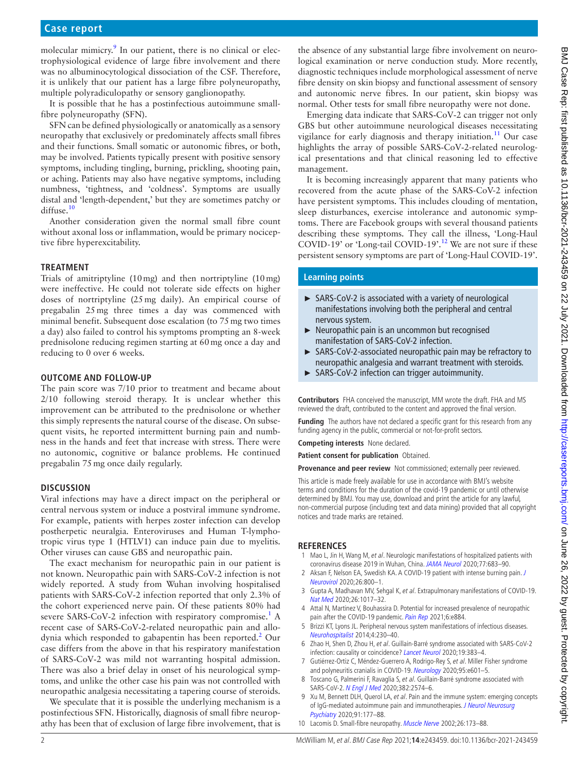molecular mimicry.[9] In our patient, there is no clinical or electrophysiological evidence of large fibre involvement and there was no albuminocytological dissociation of the CSF. Therefore, it is unlikely that our patient has a large fibre polyneuropathy, multiple polyradiculopathy or sensory ganglionopathy.

It is possible that he has a postinfectious autoimmune small-fibre polyneuropathy (SFN).

SFN can be defined physiologically or anatomically as a sensory neuropathy that exclusively or predominately affects small fibres and their functions. Small somatic or autonomic fibres, or both, may be involved. Patients typically present with positive sensory symptoms, including tingling, burning, prickling, shooting pain, or aching. Patients may also have negative symptoms, including numbness, 'tightness, and 'coldness'. Symptoms are usually distal and 'length-dependent,' but they are sometimes patchy or diffuse.[10]

Another consideration given the normal small fibre count without axonal loss or inflammation, would be primary nociceptive fibre hyperexcitability.

## TREATMENT

Trials of amitriptyline (10 mg) and then nortriptyline (10 mg) were ineffective. He could not tolerate side effects on higher doses of nortriptyline (25 mg daily). An empirical course of pregabalin 25 mg three times a day was commenced with minimal benefit. Subsequent dose escalation (to 75 mg two times a day) also failed to control his symptoms prompting an 8-week prednisolone reducing regimen starting at 60 mg once a day and reducing to 0 over 6 weeks.

## OUTCOME AND FOLLOW-UP

The pain score was 7/10 prior to treatment and became about 2/10 following steroid therapy. It is unclear whether this improvement can be attributed to the prednisolone or whether this simply represents the natural course of the disease. On subsequent visits, he reported intermittent burning pain and numbness in the hands and feet that increase with stress. There were no autonomic, cognitive or balance problems. He continued pregabalin 75 mg once daily regularly.

## DISCUSSION

Viral infections may have a direct impact on the peripheral or central nervous system or induce a postviral immune syndrome. For example, patients with herpes zoster infection can develop postherpetic neuralgia. Enteroviruses and Human T-lymphotropic virus type 1 (HTLV1) can induce pain due to myelitis. Other viruses can cause GBS and neuropathic pain.

The exact mechanism for neuropathic pain in our patient is not known. Neuropathic pain with SARS-CoV-2 infection is not widely reported. A study from Wuhan involving hospitalised patients with SARS-CoV-2 infection reported that only 2.3% of the cohort experienced nerve pain. Of these patients 80% had severe SARS-CoV-2 infection with respiratory compromise.[1] A recent case of SARS-CoV-2-related neuropathic pain and allodynia which responded to gabapentin has been reported.[2] Our case differs from the above in that his respiratory manifestation of SARS-CoV-2 was mild not warranting hospital admission. There was also a brief delay in onset of his neurological symptoms, and unlike the other case his pain was not controlled with neuropathic analgesia necessitating a tapering course of steroids.

We speculate that it is possible the underlying mechanism is a postinfectious SFN. Historically, diagnosis of small fibre neuropathy has been that of exclusion of large fibre involvement, that is the absence of any substantial large fibre involvement on neurological examination or nerve conduction study. More recently, diagnostic techniques include morphological assessment of nerve fibre density on skin biopsy and functional assessment of sensory and autonomic nerve fibres. In our patient, skin biopsy was normal. Other tests for small fibre neuropathy were not done.

Emerging data indicate that SARS-CoV-2 can trigger not only GBS but other autoimmune neurological diseases necessitating vigilance for early diagnosis and therapy initiation.[11] Our case highlights the array of possible SARS-CoV-2-related neurological presentations and that clinical reasoning led to effective management.

It is becoming increasingly apparent that many patients who recovered from the acute phase of the SARS-CoV-2 infection have persistent symptoms. This includes clouding of mentation, sleep disturbances, exercise intolerance and autonomic symptoms. There are Facebook groups with several thousand patients describing these symptoms. They call the illness, 'Long-Haul COVID-19' or 'Long-tail COVID-19'.[12] We are not sure if these persistent sensory symptoms are part of 'Long-Haul COVID-19'.

## Learning points

- SARS-CoV-2 is associated with a variety of neurological manifestations involving both the peripheral and central nervous system.
- Neuropathic pain is an uncommon but recognised manifestation of SARS-CoV-2 infection.
- SARS-CoV-2-associated neuropathic pain may be refractory to neuropathic analgesia and warrant treatment with steroids.
- SARS-CoV-2 infection can trigger autoimmunity.

**Contributors** FHA conceived the manuscript, MM wrote the draft. FHA and MS reviewed the draft, contributed to the content and approved the final version.

**Funding** The authors have not declared a specific grant for this research from any funding agency in the public, commercial or not-for-profit sectors.

**Competing interests** None declared.

**Patient consent for publication** Obtained.

**Provenance and peer review** Not commissioned; externally peer reviewed.

This article is made freely available for use in accordance with BMJ's website terms and conditions for the duration of the covid-19 pandemic or until otherwise determined by BMJ. You may use, download and print the article for any lawful, non-commercial purpose (including text and data mining) provided that all copyright notices and trade marks are retained.

## REFERENCES

1. Mao L, Jin H, Wang M, *et al*. Neurologic manifestations of hospitalized patients with coronavirus disease 2019 in Wuhan, China. *JAMA Neurol* 2020;77:683–90.
2. Aksan F, Nelson EA, Swedish KA. A COVID-19 patient with intense burning pain. *J Neurovirol* 2020;26:800–1.
3. Gupta A, Madhavan MV, Sehgal K, *et al*. Extrapulmonary manifestations of COVID-19. *Nat Med* 2020;26:1017–32.
4. Attal N, Martinez V, Bouhassira D. Potential for increased prevalence of neuropathic pain after the COVID-19 pandemic. *Pain Rep* 2021;6:e884.
5. Brizzi KT, Lyons JL. Peripheral nervous system manifestations of infectious diseases. *Neurohospitalist* 2014;4:230–40.
6. Zhao H, Shen D, Zhou H, *et al*. Guillain-Barré syndrome associated with SARS-CoV-2 infection: causality or coincidence? *Lancet Neurol* 2020;19:383–4.
7. Gutiérrez-Ortiz C, Méndez-Guerrero A, Rodrigo-Rey S, *et al*. Miller Fisher syndrome and polyneuritis cranialis in COVID-19. *Neurology* 2020;95:e601–5.
8. Toscano G, Palmerini F, Ravaglia S, *et al*. Guillain-Barré syndrome associated with SARS-CoV-2. *N Engl J Med* 2020;382:2574–6.
9. Xu M, Bennett DLH, Querol LA, *et al*. Pain and the immune system: emerging concepts of IgG-mediated autoimmune pain and immunotherapies. *J Neurol Neurosurg Psychiatry* 2020;91:177–88.
10. Lacomis D. Small-fibre neuropathy. *Muscle Nerve* 2002;26:173–88.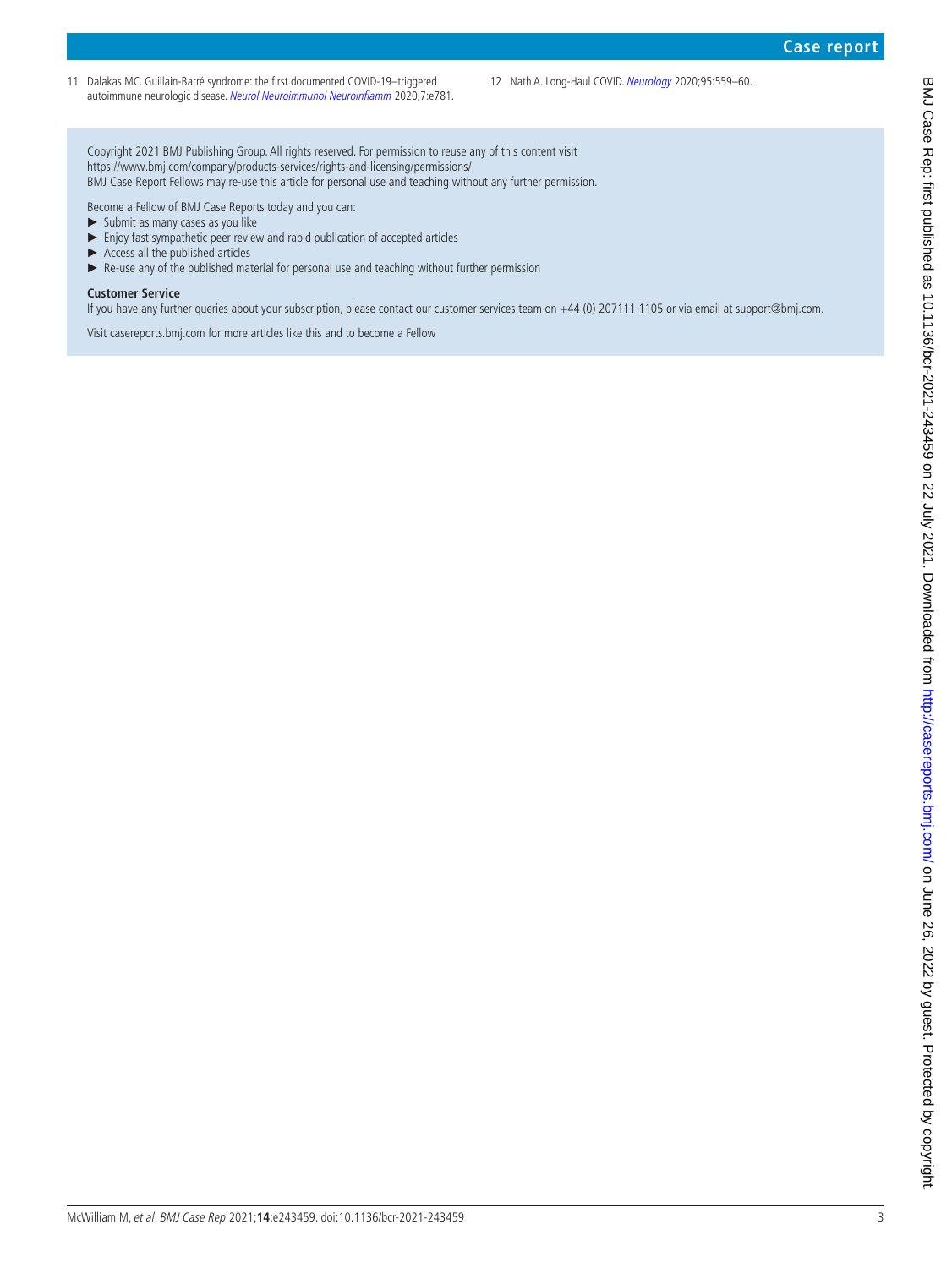11 Dalakas MC. Guillain-Barré syndrome: the first documented COVID-19–triggered autoimmune neurologic disease. *Neurol Neuroimmunol Neuroinflamm* 2020;7:e781.

12 Nath A. Long-Haul COVID. *Neurology* 2020;95:559–60.

Copyright 2021 BMJ Publishing Group. All rights reserved. For permission to reuse any of this content visit https://www.bmj.com/company/products-services/rights-and-licensing/permissions/
BMJ Case Report Fellows may re-use this article for personal use and teaching without any further permission.

Become a Fellow of BMJ Case Reports today and you can:

- Submit as many cases as you like
- Enjoy fast sympathetic peer review and rapid publication of accepted articles
- Access all the published articles
- Re-use any of the published material for personal use and teaching without further permission

**Customer Service**

If you have any further queries about your subscription, please contact our customer services team on +44 (0) 207111 1105 or via email at support@bmj.com.

Visit casereports.bmj.com for more articles like this and to become a Fellow